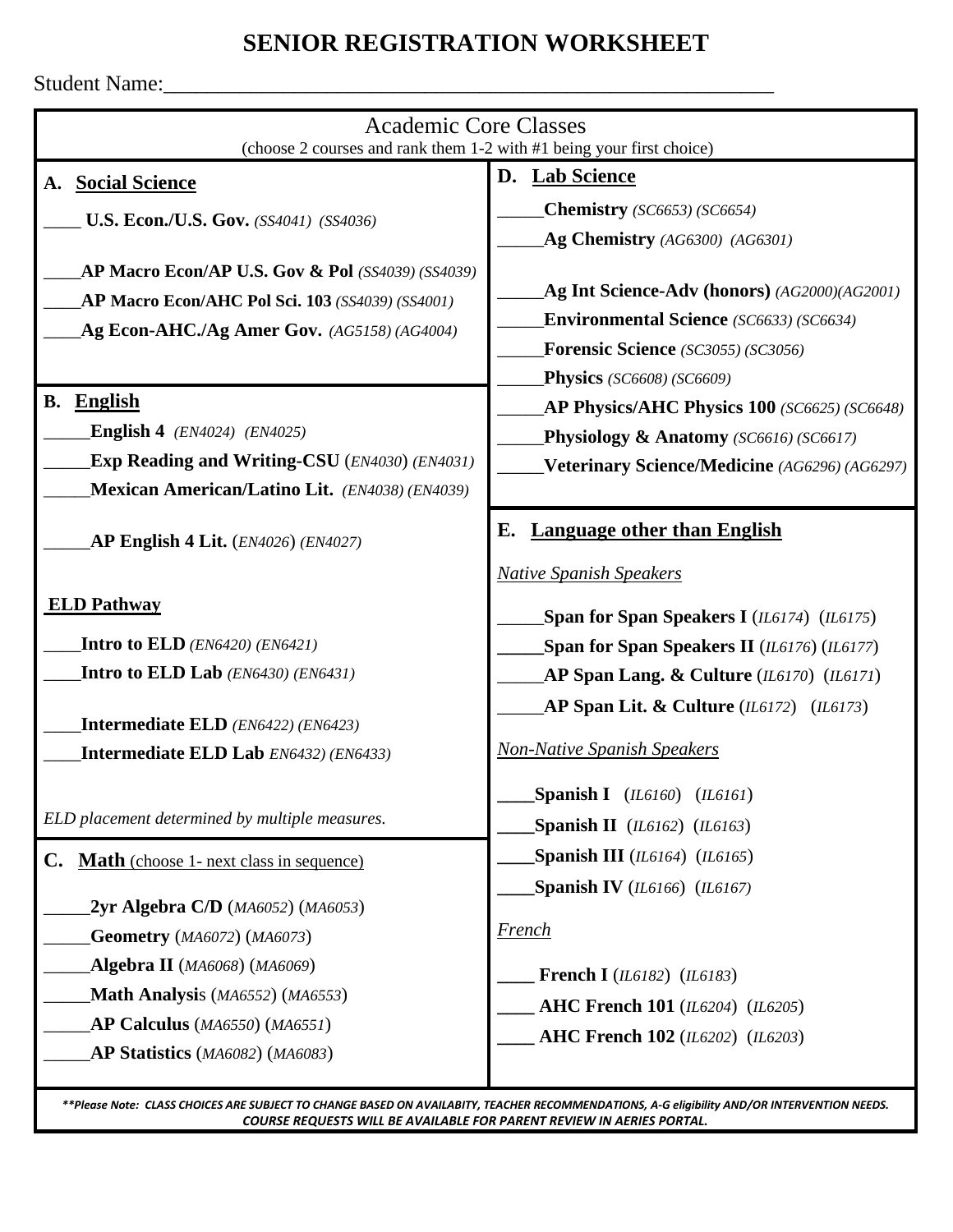# SENIOR REGISTRATION WORKSHEET

Student Name:_______________________________________________________

## Academic Core Classes

(choose 2 courses and rank them 1-2 with #1 being your first choice)

### A. Social Science

____ **U.S. Econ./U.S. Gov.** *(SS4041) (SS4036)*

____**AP Macro Econ/AP U.S. Gov & Pol** *(SS4039) (SS4039)*

____**AP Macro Econ/AHC Pol Sci. 103** *(SS4039) (SS4001)*

____**Ag Econ-AHC./Ag Amer Gov.** *(AG5158) (AG4004)*

### B. English

_____**English 4** *(EN4024) (EN4025)*

_____**Exp Reading and Writing-CSU** (*EN4030*) *(EN4031)*

_____**Mexican American/Latino Lit.** *(EN4038) (EN4039)*

_____**AP English 4 Lit.** (*EN4026*) *(EN4027)*

**ELD Pathway**

____**Intro to ELD** *(EN6420) (EN6421)*

____**Intro to ELD Lab** *(EN6430) (EN6431)*

____**Intermediate ELD** *(EN6422) (EN6423)*

____**Intermediate ELD Lab** *EN6432) (EN6433)*

*ELD placement determined by multiple measures.*

### C. Math (choose 1- next class in sequence)

_____**2yr Algebra C/D** (*MA6052*) (*MA6053*)

_____**Geometry** (*MA6072*) (*MA6073*)

_____**Algebra II** (*MA6068*) (*MA6069*)

_____**Math Analysis** (*MA6552*) (*MA6553*)

_____**AP Calculus** (*MA6550*) (*MA6551*)

_____**AP Statistics** (*MA6082*) (*MA6083*)

### D. Lab Science

_____**Chemistry** *(SC6653) (SC6654)*

_____**Ag Chemistry** *(AG6300) (AG6301)*

_____**Ag Int Science-Adv (honors)** *(AG2000)(AG2001)*

_____**Environmental Science** *(SC6633) (SC6634)*

_____**Forensic Science** *(SC3055) (SC3056)*

_____**Physics** *(SC6608) (SC6609)*

_____**AP Physics/AHC Physics 100** *(SC6625) (SC6648)*

_____**Physiology & Anatomy** *(SC6616) (SC6617)*

_____**Veterinary Science/Medicine** *(AG6296) (AG6297)*

### E. Language other than English

*Native Spanish Speakers*

_____**Span for Span Speakers I** (*IL6174*) (*IL6175*)

_____**Span for Span Speakers II** (*IL6176*) (*IL6177*)

_____**AP Span Lang. & Culture** (*IL6170*) (*IL6171*)

_____**AP Span Lit. & Culture** (*IL6172*) (*IL6173*)

*Non-Native Spanish Speakers*

____**Spanish I** (*IL6160*) (*IL6161*)

____**Spanish II** (*IL6162*) (*IL6163*)

____**Spanish III** (*IL6164*) (*IL6165*)

____**Spanish IV** (*IL6166*) (*IL6167*)

*French*

____ **French I** (*IL6182*) (*IL6183*)

____ **AHC French 101** (*IL6204*) (*IL6205*)

____ **AHC French 102** (*IL6202*) (*IL6203*)

***\*\*Please Note: CLASS CHOICES ARE SUBJECT TO CHANGE BASED ON AVAILABITY, TEACHER RECOMMENDATIONS, A-G eligibility AND/OR INTERVENTION NEEDS. COURSE REQUESTS WILL BE AVAILABLE FOR PARENT REVIEW IN AERIES PORTAL.***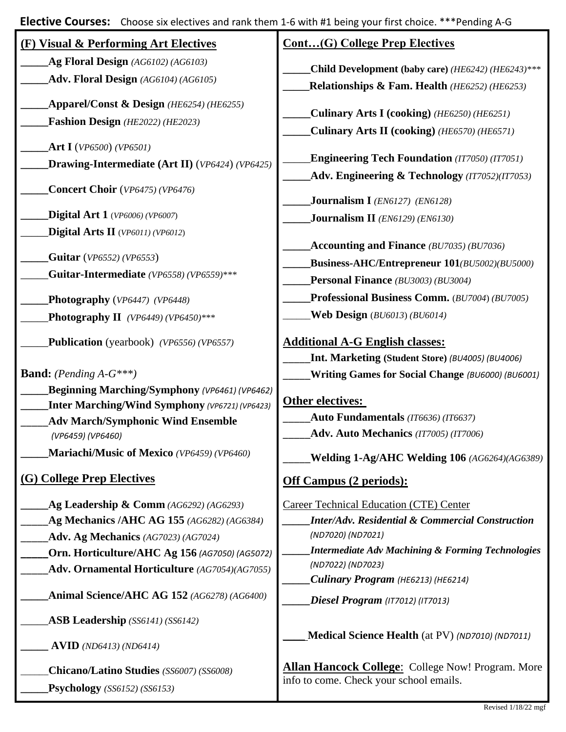**Elective Courses:** Choose six electives and rank them 1-6 with #1 being your first choice. ***Pending A-G

## (F) Visual & Performing Art Electives

_____**Ag Floral Design** *(AG6102) (AG6103)*
_____**Adv. Floral Design** *(AG6104) (AG6105)*

_____**Apparel/Const & Design** *(HE6254) (HE6255)*
_____**Fashion Design** *(HE2022) (HE2023)*

_____**Art I** (*VP6500*) *(VP6501)*
_____**Drawing-Intermediate (Art II)** (*VP6424*) *(VP6425)*

_____**Concert Choir** (*VP6475) (VP6476)*

_____**Digital Art 1** (*VP6006) (VP6007*)
_____**Digital Arts II** (*VP6011) (VP6012*)

_____**Guitar** (*VP6552) (VP6553*)
_____**Guitar-Intermediate** *(VP6558) (VP6559)****

_____**Photography** (*VP6447) (VP6448)*
_____**Photography II** *(VP6449) (VP6450)****

_____**Publication** (yearbook) *(VP6556) (VP6557)*

**Band:** *(Pending A-G***)*

_____**Beginning Marching/Symphony** *(VP6461) (VP6462)*
_____**Inter Marching/Wind Symphony** *(VP6721) (VP6423)*
_____**Adv March/Symphonic Wind Ensemble** *(VP6459) (VP6460)*
_____**Mariachi/Music of Mexico** *(VP6459) (VP6460)*

## (G) College Prep Electives

_____**Ag Leadership & Comm** *(AG6292) (AG6293)*
_____**Ag Mechanics /AHC AG 155** *(AG6282) (AG6384)*
_____**Adv. Ag Mechanics** *(AG7023) (AG7024)*
_____**Orn. Horticulture/AHC Ag 156** *(AG7050) (AG5072)*
_____**Adv. Ornamental Horticulture** *(AG7054)(AG7055)*

_____**Animal Science/AHC AG 152** *(AG6278) (AG6400)*

_____**ASB Leadership** *(SS6141) (SS6142)*

_____ **AVID** *(ND6413) (ND6414)*

_____**Chicano/Latino Studies** *(SS6007) (SS6008)*
_____**Psychology** *(SS6152) (SS6153)*

## Cont…(G) College Prep Electives

_____**Child Development (baby care)** *(HE6242) (HE6243)****
_____**Relationships & Fam. Health** *(HE6252) (HE6253)*

_____**Culinary Arts I (cooking)** *(HE6250) (HE6251)*
_____**Culinary Arts II (cooking)** *(HE6570) (HE6571)*

_____**Engineering Tech Foundation** *(IT7050) (IT7051)*
_____**Adv. Engineering & Technology** *(IT7052)(IT7053)*

_____**Journalism I** *(EN6127) (EN6128)*
_____**Journalism II** *(EN6129) (EN6130)*

_____**Accounting and Finance** *(BU7035) (BU7036)*
_____**Business-AHC/Entrepreneur 101***(BU5002)(BU5000)*
_____**Personal Finance** *(BU3003) (BU3004)*
_____**Professional Business Comm.** (*BU7004*) *(BU7005)*
_____**Web Design** (*BU6013*) *(BU6014)*

## Additional A-G English classes:

_____**Int. Marketing (Student Store)** *(BU4005) (BU4006)*
_____**Writing Games for Social Change** *(BU6000) (BU6001)*

## Other electives:

_____**Auto Fundamentals** *(IT6636) (IT6637)*
_____**Adv. Auto Mechanics** *(IT7005) (IT7006)*

_____**Welding 1-Ag/AHC Welding 106** *(AG6264)(AG6389)*

## Off Campus (2 periods):

Career Technical Education (CTE) Center

_____***Inter/Adv. Residential & Commercial Construction*** *(ND7020) (ND7021)*
_____***Intermediate Adv Machining & Forming Technologies*** *(ND7022) (ND7023)*
_____***Culinary Program*** *(HE6213) (HE6214)*
_____***Diesel Program*** *(IT7012) (IT7013)*

____**Medical Science Health** (at PV) *(ND7010) (ND7011)*

**Allan Hancock College**: College Now! Program. More info to come. Check your school emails.

Revised 1/18/22 mgf